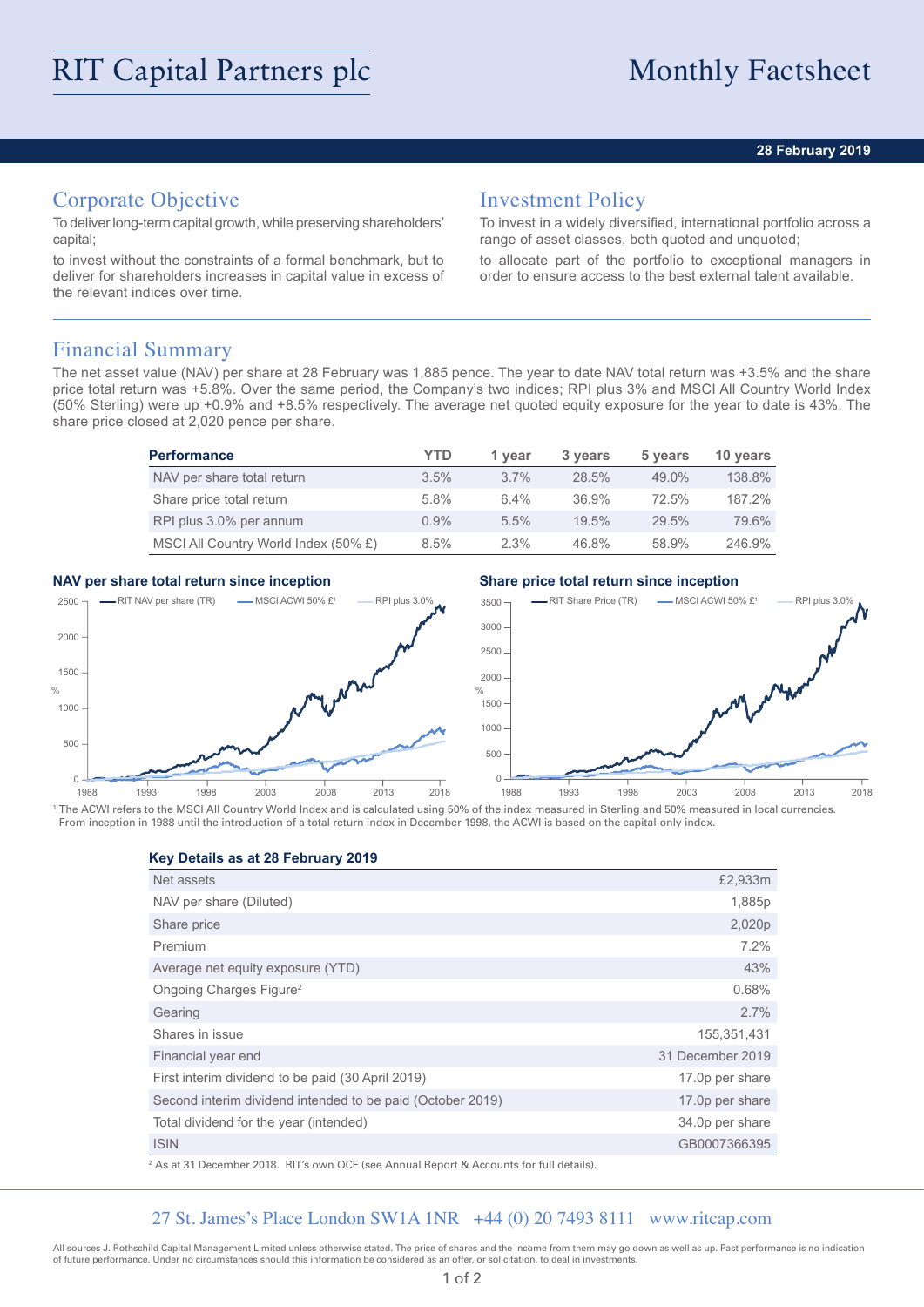# RIT Capital Partners plc

# Monthly Factsheet

**28 February 2019**

## Corporate Objective

To deliver long-term capital growth, while preserving shareholders' capital;

to invest without the constraints of a formal benchmark, but to deliver for shareholders increases in capital value in excess of the relevant indices over time.

## Investment Policy

To invest in a widely diversified, international portfolio across a range of asset classes, both quoted and unquoted;

to allocate part of the portfolio to exceptional managers in order to ensure access to the best external talent available.

## Financial Summary

The net asset value (NAV) per share at 28 February was 1,885 pence. The year to date NAV total return was +3.5% and the share price total return was +5.8%. Over the same period, the Company's two indices; RPI plus 3% and MSCI All Country World Index (50% Sterling) were up +0.9% and +8.5% respectively. The average net quoted equity exposure for the year to date is 43%. The share price closed at 2,020 pence per share.

| Performance | YTD | 1 year | 3 years | 5 years | 10 years |
|---|---|---|---|---|---|
| NAV per share total return | 3.5% | 3.7% | 28.5% | 49.0% | 138.8% |
| Share price total return | 5.8% | 6.4% | 36.9% | 72.5% | 187.2% |
| RPI plus 3.0% per annum | 0.9% | 5.5% | 19.5% | 29.5% | 79.6% |
| MSCI All Country World Index (50% £) | 8.5% | 2.3% | 46.8% | 58.9% | 246.9% |

**NAV per share total return since inception**

**Share price total return since inception**

[1] The ACWI refers to the MSCI All Country World Index and is calculated using 50% of the index measured in Sterling and 50% measured in local currencies. From inception in 1988 until the introduction of a total return index in December 1998, the ACWI is based on the capital-only index.

**Key Details as at 28 February 2019**

| | |
|---|---|
| Net assets | £2,933m |
| NAV per share (Diluted) | 1,885p |
| Share price | 2,020p |
| Premium | 7.2% |
| Average net equity exposure (YTD) | 43% |
| Ongoing Charges Figure[2] | 0.68% |
| Gearing | 2.7% |
| Shares in issue | 155,351,431 |
| Financial year end | 31 December 2019 |
| First interim dividend to be paid (30 April 2019) | 17.0p per share |
| Second interim dividend intended to be paid (October 2019) | 17.0p per share |
| Total dividend for the year (intended) | 34.0p per share |
| ISIN | GB0007366395 |

[2] As at 31 December 2018. RIT's own OCF (see Annual Report & Accounts for full details).

27 St. James's Place London SW1A 1NR +44 (0) 20 7493 8111 www.ritcap.com

All sources J. Rothschild Capital Management Limited unless otherwise stated. The price of shares and the income from them may go down as well as up. Past performance is no indication of future performance. Under no circumstances should this information be considered as an offer, or solicitation, to deal in investments.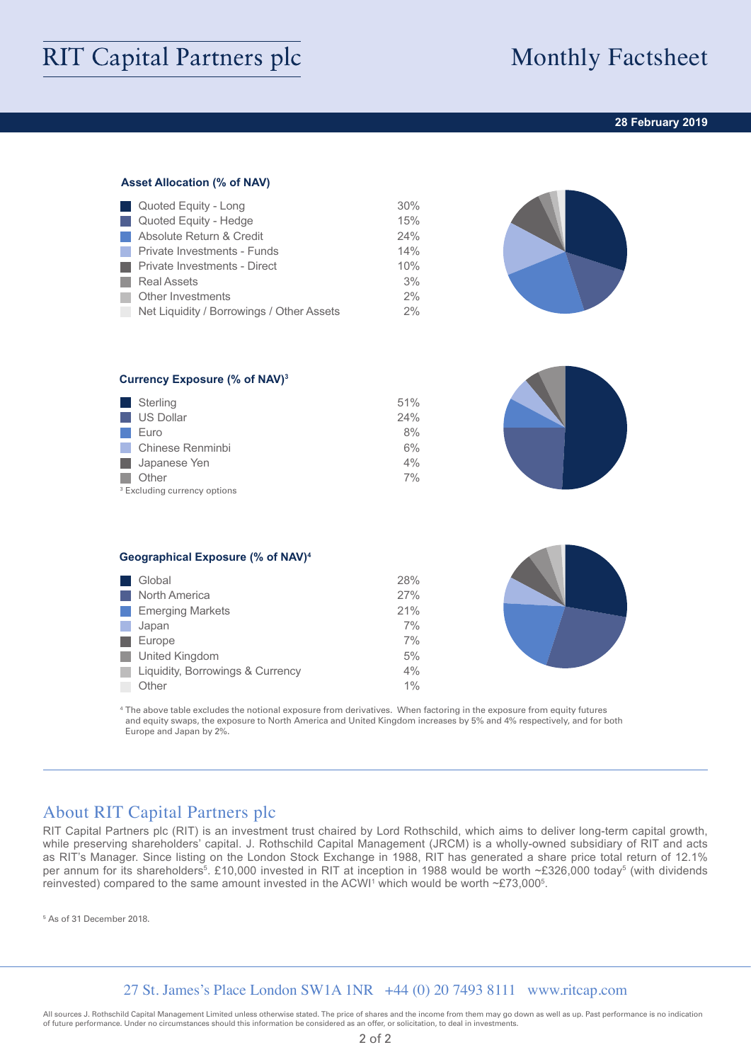# RIT Capital Partners plc

## Monthly Factsheet

**28 February 2019**

### Asset Allocation (% of NAV)

| | |
|---|---|
| Quoted Equity - Long | 30% |
| Quoted Equity - Hedge | 15% |
| Absolute Return & Credit | 24% |
| Private Investments - Funds | 14% |
| Private Investments - Direct | 10% |
| Real Assets | 3% |
| Other Investments | 2% |
| Net Liquidity / Borrowings / Other Assets | 2% |

### Currency Exposure (% of NAV)[3]

| | |
|---|---|
| Sterling | 51% |
| US Dollar | 24% |
| Euro | 8% |
| Chinese Renminbi | 6% |
| Japanese Yen | 4% |
| Other | 7% |

[3] Excluding currency options

### Geographical Exposure (% of NAV)[4]

| | |
|---|---|
| Global | 28% |
| North America | 27% |
| Emerging Markets | 21% |
| Japan | 7% |
| Europe | 7% |
| United Kingdom | 5% |
| Liquidity, Borrowings & Currency | 4% |
| Other | 1% |

[4] The above table excludes the notional exposure from derivatives. When factoring in the exposure from equity futures and equity swaps, the exposure to North America and United Kingdom increases by 5% and 4% respectively, and for both Europe and Japan by 2%.

## About RIT Capital Partners plc

RIT Capital Partners plc (RIT) is an investment trust chaired by Lord Rothschild, which aims to deliver long-term capital growth, while preserving shareholders' capital. J. Rothschild Capital Management (JRCM) is a wholly-owned subsidiary of RIT and acts as RIT's Manager. Since listing on the London Stock Exchange in 1988, RIT has generated a share price total return of 12.1% per annum for its shareholders[5]. £10,000 invested in RIT at inception in 1988 would be worth ~£326,000 today[5] (with dividends reinvested) compared to the same amount invested in the ACWI[1] which would be worth ~£73,000[5].

[5] As of 31 December 2018.

27 St. James's Place London SW1A 1NR +44 (0) 20 7493 8111 www.ritcap.com

All sources J. Rothschild Capital Management Limited unless otherwise stated. The price of shares and the income from them may go down as well as up. Past performance is no indication of future performance. Under no circumstances should this information be considered as an offer, or solicitation, to deal in investments.